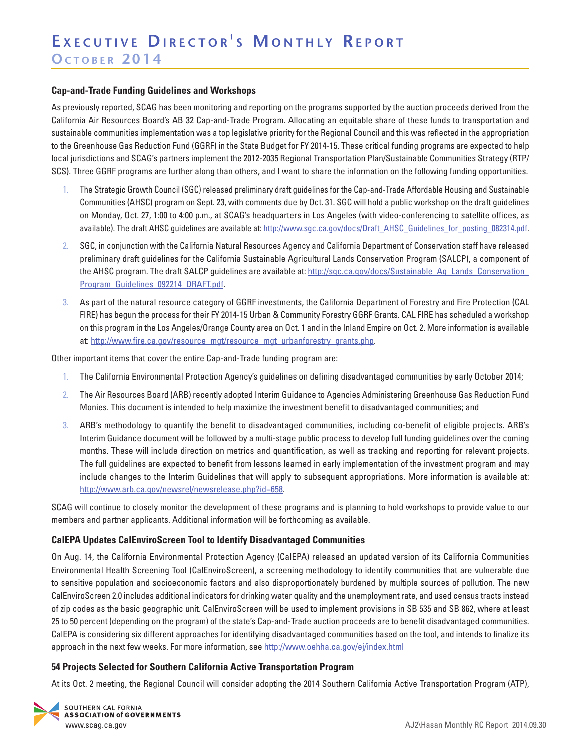# Executive Director's Monthly Report

## October 2014

### Cap-and-Trade Funding Guidelines and Workshops

As previously reported, SCAG has been monitoring and reporting on the programs supported by the auction proceeds derived from the California Air Resources Board's AB 32 Cap-and-Trade Program. Allocating an equitable share of these funds to transportation and sustainable communities implementation was a top legislative priority for the Regional Council and this was reflected in the appropriation to the Greenhouse Gas Reduction Fund (GGRF) in the State Budget for FY 2014-15. These critical funding programs are expected to help local jurisdictions and SCAG's partners implement the 2012-2035 Regional Transportation Plan/Sustainable Communities Strategy (RTP/SCS). Three GGRF programs are further along than others, and I want to share the information on the following funding opportunities.

1. The Strategic Growth Council (SGC) released preliminary draft guidelines for the Cap-and-Trade Affordable Housing and Sustainable Communities (AHSC) program on Sept. 23, with comments due by Oct. 31. SGC will hold a public workshop on the draft guidelines on Monday, Oct. 27, 1:00 to 4:00 p.m., at SCAG's headquarters in Los Angeles (with video-conferencing to satellite offices, as available). The draft AHSC guidelines are available at: http://www.sgc.ca.gov/docs/Draft_AHSC_Guidelines_for_posting_082314.pdf.
2. SGC, in conjunction with the California Natural Resources Agency and California Department of Conservation staff have released preliminary draft guidelines for the California Sustainable Agricultural Lands Conservation Program (SALCP), a component of the AHSC program. The draft SALCP guidelines are available at: http://sgc.ca.gov/docs/Sustainable_Ag_Lands_Conservation_Program_Guidelines_092214_DRAFT.pdf.
3. As part of the natural resource category of GGRF investments, the California Department of Forestry and Fire Protection (CAL FIRE) has begun the process for their FY 2014-15 Urban & Community Forestry GGRF Grants. CAL FIRE has scheduled a workshop on this program in the Los Angeles/Orange County area on Oct. 1 and in the Inland Empire on Oct. 2. More information is available at: http://www.fire.ca.gov/resource_mgt/resource_mgt_urbanforestry_grants.php.

Other important items that cover the entire Cap-and-Trade funding program are:

1. The California Environmental Protection Agency's guidelines on defining disadvantaged communities by early October 2014;
2. The Air Resources Board (ARB) recently adopted Interim Guidance to Agencies Administering Greenhouse Gas Reduction Fund Monies. This document is intended to help maximize the investment benefit to disadvantaged communities; and
3. ARB's methodology to quantify the benefit to disadvantaged communities, including co-benefit of eligible projects. ARB's Interim Guidance document will be followed by a multi-stage public process to develop full funding guidelines over the coming months. These will include direction on metrics and quantification, as well as tracking and reporting for relevant projects. The full guidelines are expected to benefit from lessons learned in early implementation of the investment program and may include changes to the Interim Guidelines that will apply to subsequent appropriations. More information is available at: http://www.arb.ca.gov/newsrel/newsrelease.php?id=658.

SCAG will continue to closely monitor the development of these programs and is planning to hold workshops to provide value to our members and partner applicants. Additional information will be forthcoming as available.

### CalEPA Updates CalEnviroScreen Tool to Identify Disadvantaged Communities

On Aug. 14, the California Environmental Protection Agency (CalEPA) released an updated version of its California Communities Environmental Health Screening Tool (CalEnviroScreen), a screening methodology to identify communities that are vulnerable due to sensitive population and socioeconomic factors and also disproportionately burdened by multiple sources of pollution. The new CalEnviroScreen 2.0 includes additional indicators for drinking water quality and the unemployment rate, and used census tracts instead of zip codes as the basic geographic unit. CalEnviroScreen will be used to implement provisions in SB 535 and SB 862, where at least 25 to 50 percent (depending on the program) of the state's Cap-and-Trade auction proceeds are to benefit disadvantaged communities. CalEPA is considering six different approaches for identifying disadvantaged communities based on the tool, and intends to finalize its approach in the next few weeks. For more information, see http://www.oehha.ca.gov/ej/index.html

### 54 Projects Selected for Southern California Active Transportation Program

At its Oct. 2 meeting, the Regional Council will consider adopting the 2014 Southern California Active Transportation Program (ATP),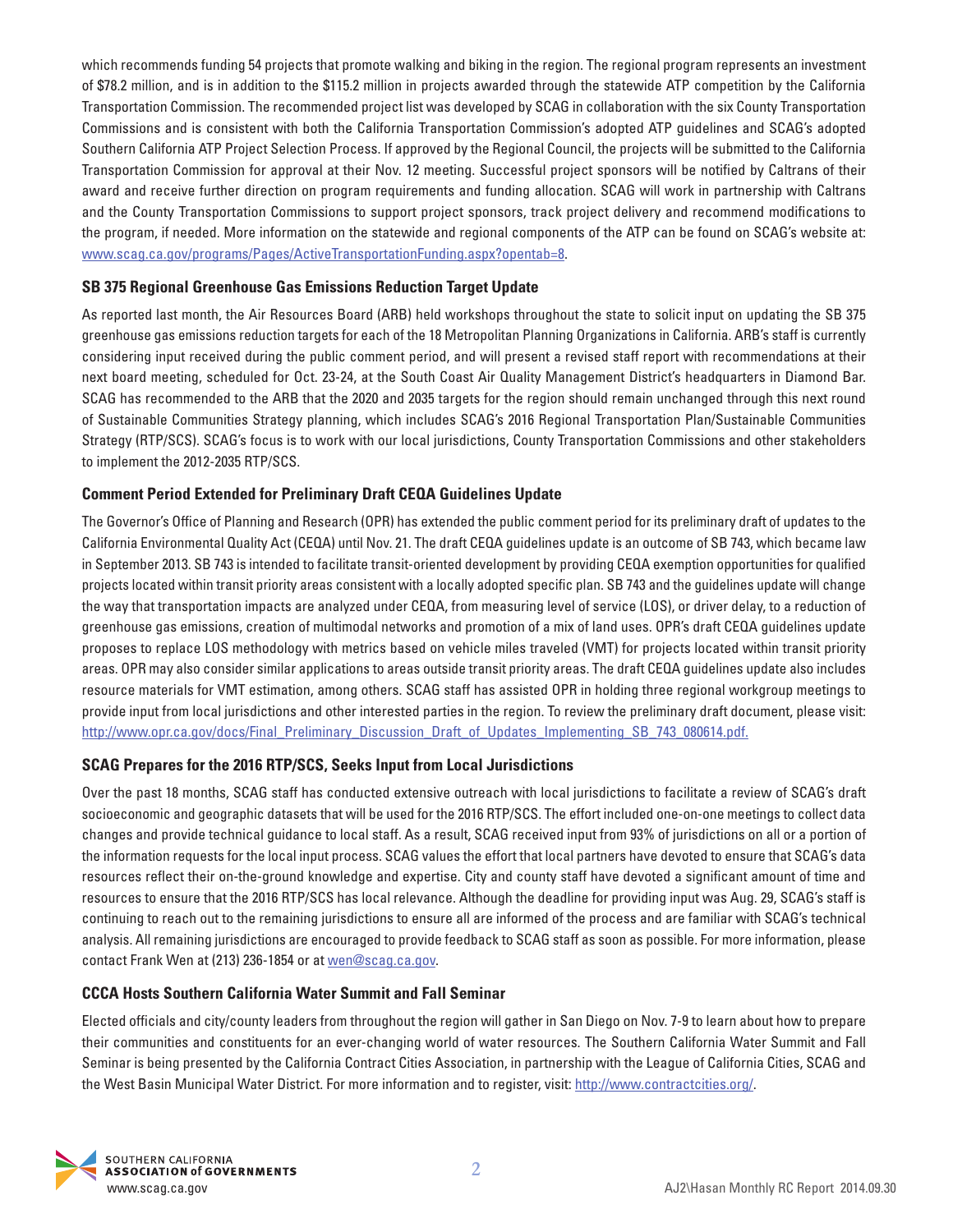which recommends funding 54 projects that promote walking and biking in the region. The regional program represents an investment of $78.2 million, and is in addition to the $115.2 million in projects awarded through the statewide ATP competition by the California Transportation Commission. The recommended project list was developed by SCAG in collaboration with the six County Transportation Commissions and is consistent with both the California Transportation Commission's adopted ATP guidelines and SCAG's adopted Southern California ATP Project Selection Process. If approved by the Regional Council, the projects will be submitted to the California Transportation Commission for approval at their Nov. 12 meeting. Successful project sponsors will be notified by Caltrans of their award and receive further direction on program requirements and funding allocation. SCAG will work in partnership with Caltrans and the County Transportation Commissions to support project sponsors, track project delivery and recommend modifications to the program, if needed. More information on the statewide and regional components of the ATP can be found on SCAG's website at: www.scag.ca.gov/programs/Pages/ActiveTransportationFunding.aspx?opentab=8.

### SB 375 Regional Greenhouse Gas Emissions Reduction Target Update

As reported last month, the Air Resources Board (ARB) held workshops throughout the state to solicit input on updating the SB 375 greenhouse gas emissions reduction targets for each of the 18 Metropolitan Planning Organizations in California. ARB's staff is currently considering input received during the public comment period, and will present a revised staff report with recommendations at their next board meeting, scheduled for Oct. 23-24, at the South Coast Air Quality Management District's headquarters in Diamond Bar. SCAG has recommended to the ARB that the 2020 and 2035 targets for the region should remain unchanged through this next round of Sustainable Communities Strategy planning, which includes SCAG's 2016 Regional Transportation Plan/Sustainable Communities Strategy (RTP/SCS). SCAG's focus is to work with our local jurisdictions, County Transportation Commissions and other stakeholders to implement the 2012-2035 RTP/SCS.

### Comment Period Extended for Preliminary Draft CEQA Guidelines Update

The Governor's Office of Planning and Research (OPR) has extended the public comment period for its preliminary draft of updates to the California Environmental Quality Act (CEQA) until Nov. 21. The draft CEQA guidelines update is an outcome of SB 743, which became law in September 2013. SB 743 is intended to facilitate transit-oriented development by providing CEQA exemption opportunities for qualified projects located within transit priority areas consistent with a locally adopted specific plan. SB 743 and the guidelines update will change the way that transportation impacts are analyzed under CEQA, from measuring level of service (LOS), or driver delay, to a reduction of greenhouse gas emissions, creation of multimodal networks and promotion of a mix of land uses. OPR's draft CEQA guidelines update proposes to replace LOS methodology with metrics based on vehicle miles traveled (VMT) for projects located within transit priority areas. OPR may also consider similar applications to areas outside transit priority areas. The draft CEQA guidelines update also includes resource materials for VMT estimation, among others. SCAG staff has assisted OPR in holding three regional workgroup meetings to provide input from local jurisdictions and other interested parties in the region. To review the preliminary draft document, please visit: http://www.opr.ca.gov/docs/Final_Preliminary_Discussion_Draft_of_Updates_Implementing_SB_743_080614.pdf.

### SCAG Prepares for the 2016 RTP/SCS, Seeks Input from Local Jurisdictions

Over the past 18 months, SCAG staff has conducted extensive outreach with local jurisdictions to facilitate a review of SCAG's draft socioeconomic and geographic datasets that will be used for the 2016 RTP/SCS. The effort included one-on-one meetings to collect data changes and provide technical guidance to local staff. As a result, SCAG received input from 93% of jurisdictions on all or a portion of the information requests for the local input process. SCAG values the effort that local partners have devoted to ensure that SCAG's data resources reflect their on-the-ground knowledge and expertise. City and county staff have devoted a significant amount of time and resources to ensure that the 2016 RTP/SCS has local relevance. Although the deadline for providing input was Aug. 29, SCAG's staff is continuing to reach out to the remaining jurisdictions to ensure all are informed of the process and are familiar with SCAG's technical analysis. All remaining jurisdictions are encouraged to provide feedback to SCAG staff as soon as possible. For more information, please contact Frank Wen at (213) 236-1854 or at wen@scag.ca.gov.

### CCCA Hosts Southern California Water Summit and Fall Seminar

Elected officials and city/county leaders from throughout the region will gather in San Diego on Nov. 7-9 to learn about how to prepare their communities and constituents for an ever-changing world of water resources. The Southern California Water Summit and Fall Seminar is being presented by the California Contract Cities Association, in partnership with the League of California Cities, SCAG and the West Basin Municipal Water District. For more information and to register, visit: http://www.contractcities.org/.